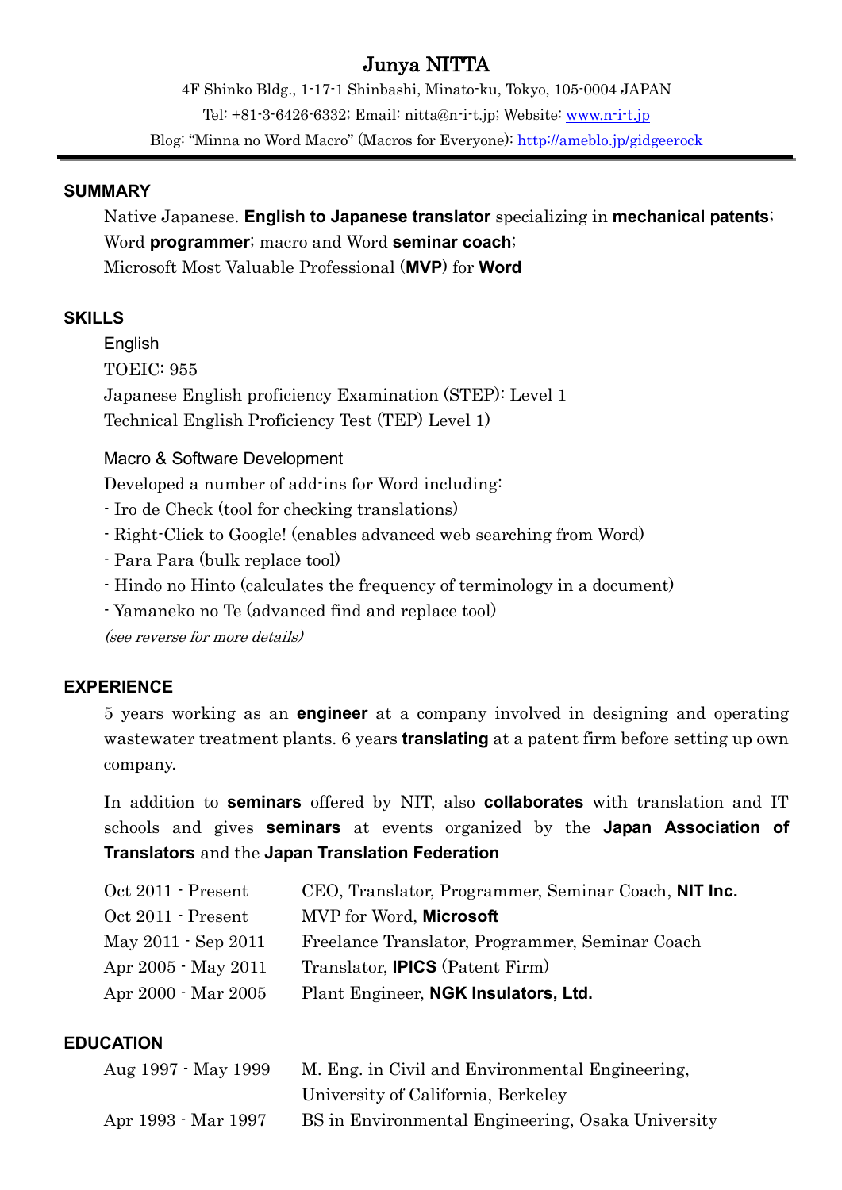# Junya NITTA

4F Shinko Bldg., 1-17-1 Shinbashi, Minato-ku, Tokyo, 105-0004 JAPAN
Tel: +81-3-6426-6332; Email: nitta@n-i-t.jp; Website: [www.n-i-t.jp](http://www.n-i-t.jp)
Blog: "Minna no Word Macro" (Macros for Everyone): [http://ameblo.jp/gidgeerock](http://ameblo.jp/gidgeerock)

## SUMMARY

Native Japanese. **English to Japanese translator** specializing in **mechanical patents**; Word **programmer**; macro and Word **seminar coach**; Microsoft Most Valuable Professional (**MVP**) for **Word**

## SKILLS

English

TOEIC: 955
Japanese English proficiency Examination (STEP): Level 1
Technical English Proficiency Test (TEP) Level 1)

Macro & Software Development

Developed a number of add-ins for Word including:

- Iro de Check (tool for checking translations)
- Right-Click to Google! (enables advanced web searching from Word)
- Para Para (bulk replace tool)
- Hindo no Hinto (calculates the frequency of terminology in a document)
- Yamaneko no Te (advanced find and replace tool)

*(see reverse for more details)*

## EXPERIENCE

5 years working as an **engineer** at a company involved in designing and operating wastewater treatment plants. 6 years **translating** at a patent firm before setting up own company.

In addition to **seminars** offered by NIT, also **collaborates** with translation and IT schools and gives **seminars** at events organized by the **Japan Association of Translators** and the **Japan Translation Federation**

| | |
|---|---|
| Oct 2011 - Present | CEO, Translator, Programmer, Seminar Coach, **NIT Inc.** |
| Oct 2011 - Present | MVP for Word, **Microsoft** |
| May 2011 - Sep 2011 | Freelance Translator, Programmer, Seminar Coach |
| Apr 2005 - May 2011 | Translator, **IPICS** (Patent Firm) |
| Apr 2000 - Mar 2005 | Plant Engineer, **NGK Insulators, Ltd.** |

## EDUCATION

| | |
|---|---|
| Aug 1997 - May 1999 | M. Eng. in Civil and Environmental Engineering, University of California, Berkeley |
| Apr 1993 - Mar 1997 | BS in Environmental Engineering, Osaka University |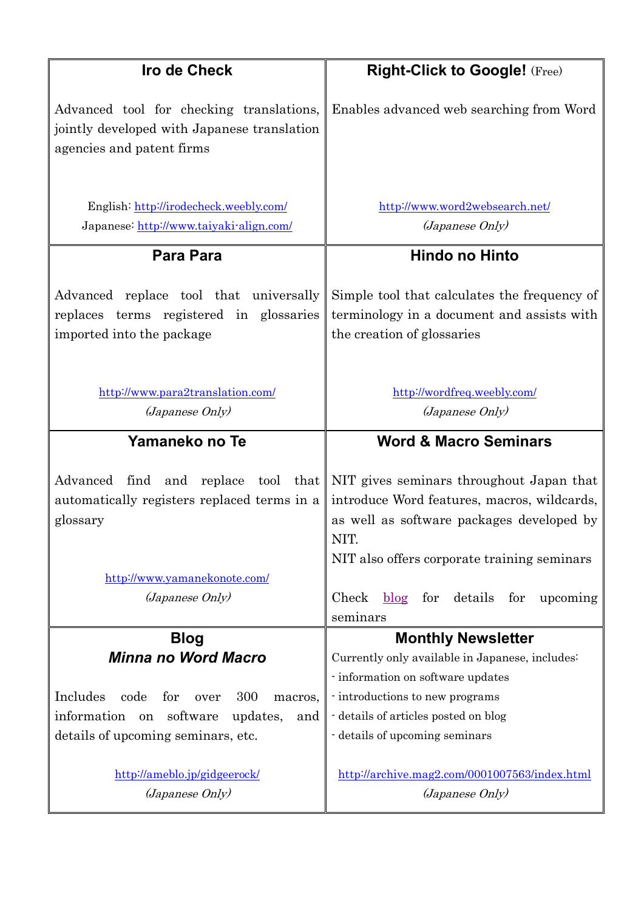### Iro de Check

Advanced tool for checking translations, jointly developed with Japanese translation agencies and patent firms

English: http://irodecheck.weebly.com/
Japanese: http://www.taiyaki-align.com/

### Right-Click to Google! (Free)

Enables advanced web searching from Word

http://www.word2websearch.net/
*(Japanese Only)*

### Para Para

Advanced replace tool that universally replaces terms registered in glossaries imported into the package

http://www.para2translation.com/
*(Japanese Only)*

### Hindo no Hinto

Simple tool that calculates the frequency of terminology in a document and assists with the creation of glossaries

http://wordfreq.weebly.com/
*(Japanese Only)*

### Yamaneko no Te

Advanced find and replace tool that automatically registers replaced terms in a glossary

http://www.yamanekonote.com/
*(Japanese Only)*

### Word & Macro Seminars

NIT gives seminars throughout Japan that introduce Word features, macros, wildcards, as well as software packages developed by NIT.
NIT also offers corporate training seminars

Check blog for details for upcoming seminars

### Blog
### *Minna no Word Macro*

Includes code for over 300 macros, information on software updates, and details of upcoming seminars, etc.

http://ameblo.jp/gidgeerock/
*(Japanese Only)*

### Monthly Newsletter

Currently only available in Japanese, includes:
- information on software updates
- introductions to new programs
- details of articles posted on blog
- details of upcoming seminars

http://archive.mag2.com/0001007563/index.html
*(Japanese Only)*